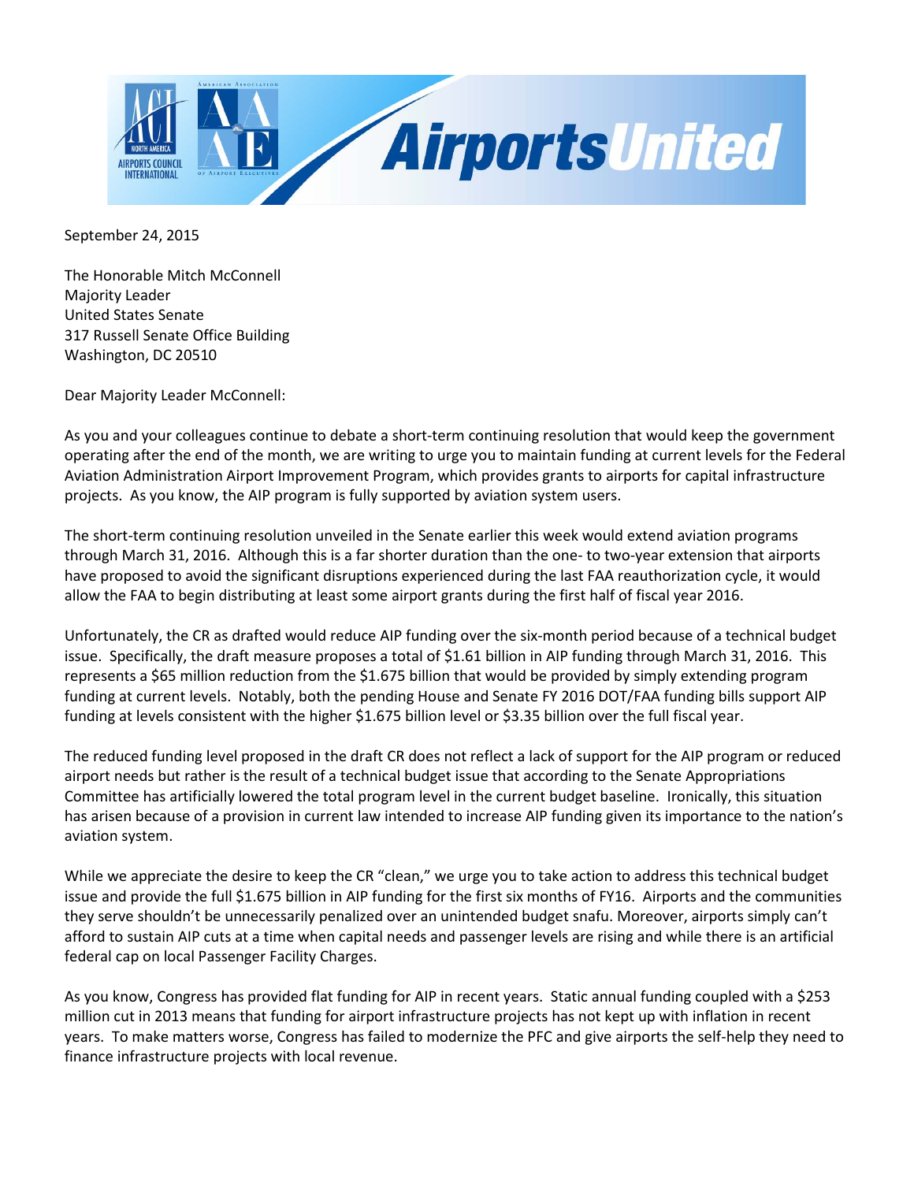September 24, 2015

The Honorable Mitch McConnell
Majority Leader
United States Senate
317 Russell Senate Office Building
Washington, DC 20510

Dear Majority Leader McConnell:

As you and your colleagues continue to debate a short-term continuing resolution that would keep the government operating after the end of the month, we are writing to urge you to maintain funding at current levels for the Federal Aviation Administration Airport Improvement Program, which provides grants to airports for capital infrastructure projects. As you know, the AIP program is fully supported by aviation system users.

The short-term continuing resolution unveiled in the Senate earlier this week would extend aviation programs through March 31, 2016. Although this is a far shorter duration than the one- to two-year extension that airports have proposed to avoid the significant disruptions experienced during the last FAA reauthorization cycle, it would allow the FAA to begin distributing at least some airport grants during the first half of fiscal year 2016.

Unfortunately, the CR as drafted would reduce AIP funding over the six-month period because of a technical budget issue. Specifically, the draft measure proposes a total of $1.61 billion in AIP funding through March 31, 2016. This represents a $65 million reduction from the $1.675 billion that would be provided by simply extending program funding at current levels. Notably, both the pending House and Senate FY 2016 DOT/FAA funding bills support AIP funding at levels consistent with the higher $1.675 billion level or $3.35 billion over the full fiscal year.

The reduced funding level proposed in the draft CR does not reflect a lack of support for the AIP program or reduced airport needs but rather is the result of a technical budget issue that according to the Senate Appropriations Committee has artificially lowered the total program level in the current budget baseline. Ironically, this situation has arisen because of a provision in current law intended to increase AIP funding given its importance to the nation's aviation system.

While we appreciate the desire to keep the CR "clean," we urge you to take action to address this technical budget issue and provide the full $1.675 billion in AIP funding for the first six months of FY16. Airports and the communities they serve shouldn't be unnecessarily penalized over an unintended budget snafu. Moreover, airports simply can't afford to sustain AIP cuts at a time when capital needs and passenger levels are rising and while there is an artificial federal cap on local Passenger Facility Charges.

As you know, Congress has provided flat funding for AIP in recent years. Static annual funding coupled with a $253 million cut in 2013 means that funding for airport infrastructure projects has not kept up with inflation in recent years. To make matters worse, Congress has failed to modernize the PFC and give airports the self-help they need to finance infrastructure projects with local revenue.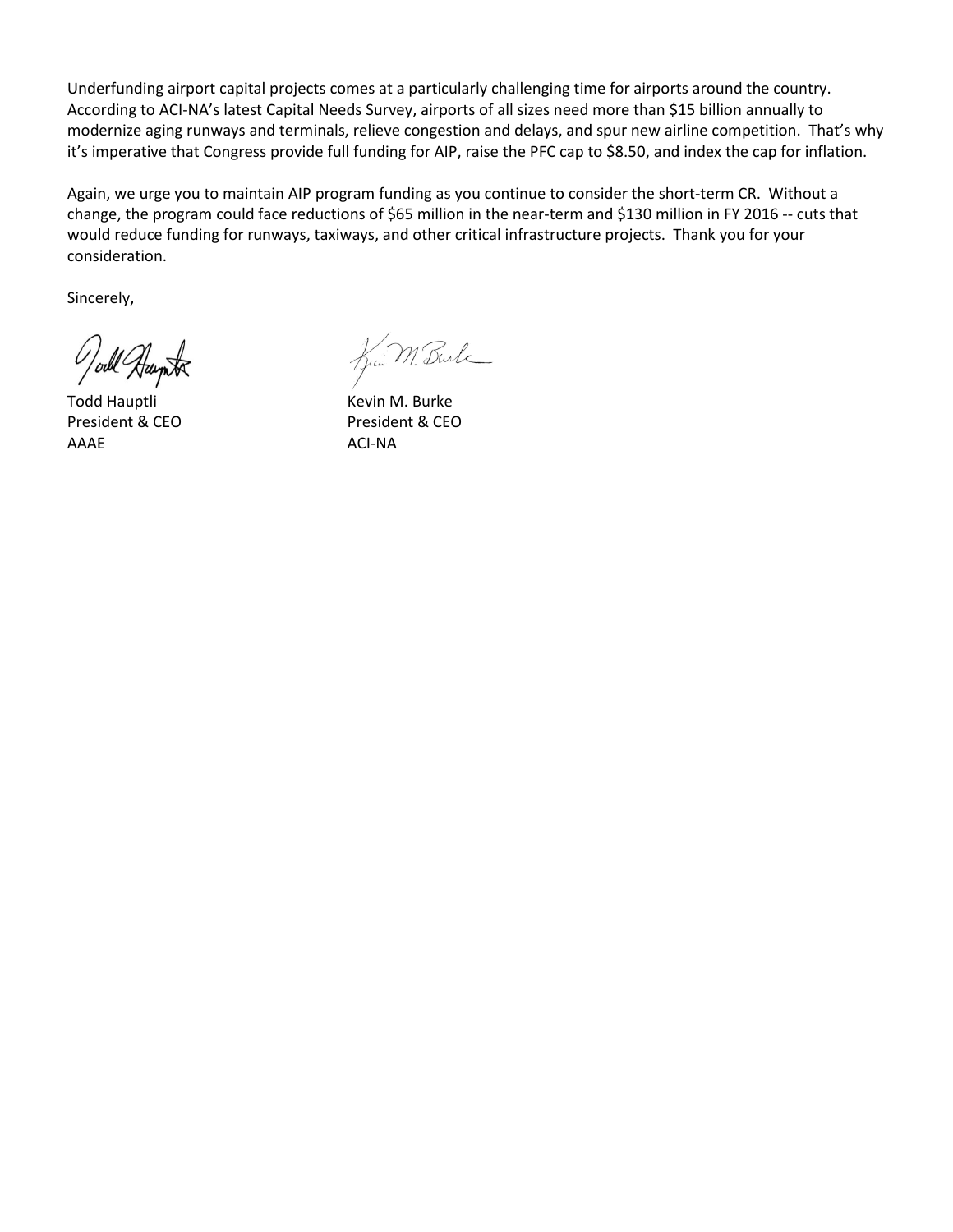Underfunding airport capital projects comes at a particularly challenging time for airports around the country. According to ACI-NA's latest Capital Needs Survey, airports of all sizes need more than $15 billion annually to modernize aging runways and terminals, relieve congestion and delays, and spur new airline competition. That's why it's imperative that Congress provide full funding for AIP, raise the PFC cap to $8.50, and index the cap for inflation.

Again, we urge you to maintain AIP program funding as you continue to consider the short-term CR. Without a change, the program could face reductions of $65 million in the near-term and $130 million in FY 2016 -- cuts that would reduce funding for runways, taxiways, and other critical infrastructure projects. Thank you for your consideration.

Sincerely,

Todd Hauptli
President & CEO
AAAE

Kevin M. Burke
President & CEO
ACI-NA